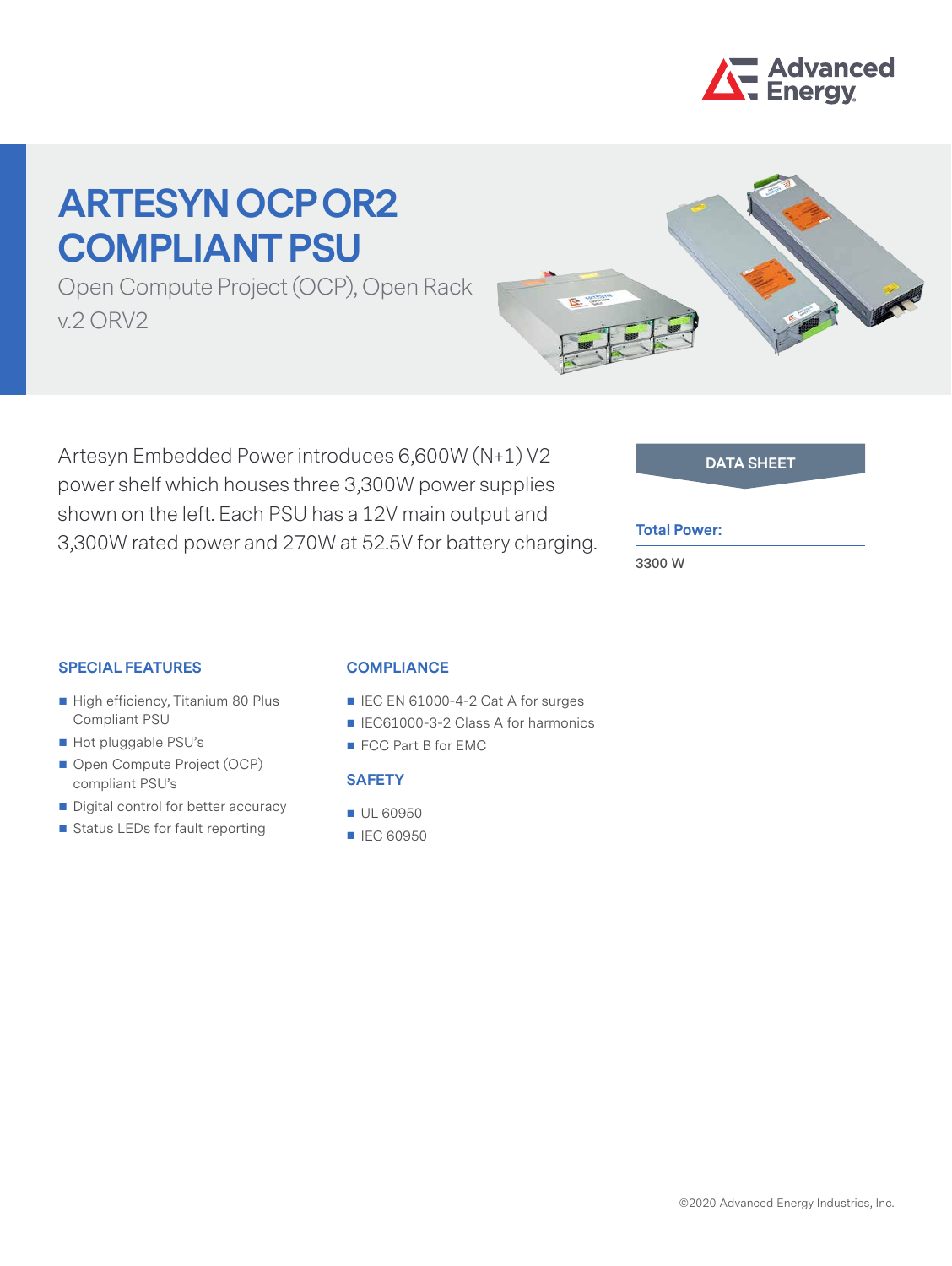# ARTESYN OCP OR2 COMPLIANT PSU

Open Compute Project (OCP), Open Rack v.2 ORV2

Artesyn Embedded Power introduces 6,600W (N+1) V2 power shelf which houses three 3,300W power supplies shown on the left. Each PSU has a 12V main output and 3,300W rated power and 270W at 52.5V for battery charging.

**DATA SHEET**

**Total Power:**

3300 W

## SPECIAL FEATURES

- High efficiency, Titanium 80 Plus Compliant PSU
- Hot pluggable PSU's
- Open Compute Project (OCP) compliant PSU's
- Digital control for better accuracy
- Status LEDs for fault reporting

## COMPLIANCE

- IEC EN 61000-4-2 Cat A for surges
- IEC61000-3-2 Class A for harmonics
- FCC Part B for EMC

## SAFETY

- UL 60950
- IEC 60950

©2020 Advanced Energy Industries, Inc.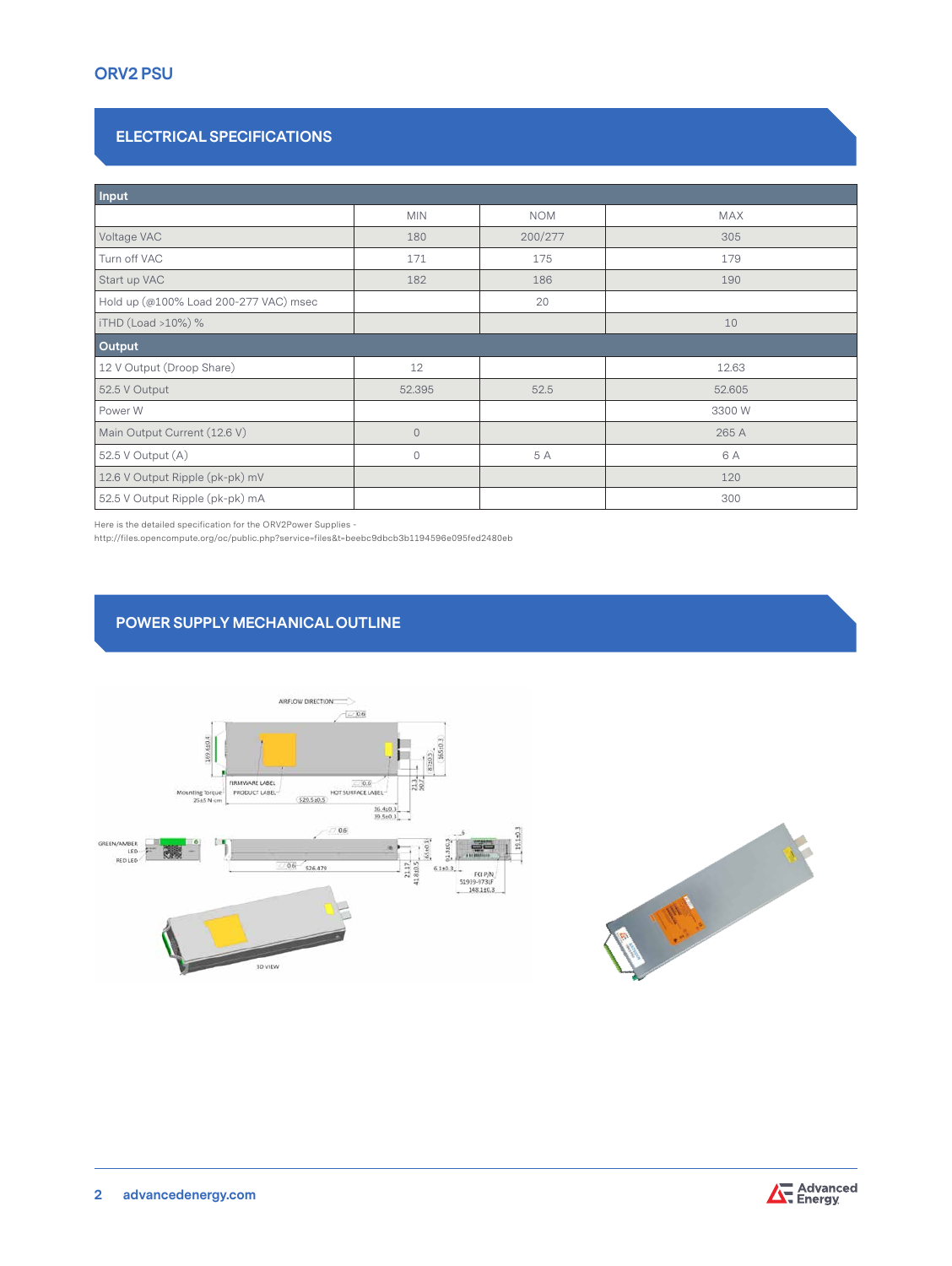# ORV2 PSU

## ELECTRICAL SPECIFICATIONS

| Input | | | |
|---|---|---|---|
| | MIN | NOM | MAX |
| Voltage VAC | 180 | 200/277 | 305 |
| Turn off VAC | 171 | 175 | 179 |
| Start up VAC | 182 | 186 | 190 |
| Hold up (@100% Load 200-277 VAC) msec | | 20 | |
| iTHD (Load >10%) % | | | 10 |
| **Output** | | | |
| 12 V Output (Droop Share) | 12 | | 12.63 |
| 52.5 V Output | 52.395 | 52.5 | 52.605 |
| Power W | | | 3300 W |
| Main Output Current (12.6 V) | 0 | | 265 A |
| 52.5 V Output (A) | 0 | 5 A | 6 A |
| 12.6 V Output Ripple (pk-pk) mV | | | 120 |
| 52.5 V Output Ripple (pk-pk) mA | | | 300 |

Here is the detailed specification for the ORV2Power Supplies -
http://files.opencompute.org/oc/public.php?service=files&t=beebc9dbcb3b1194596e095fed2480eb

## POWER SUPPLY MECHANICAL OUTLINE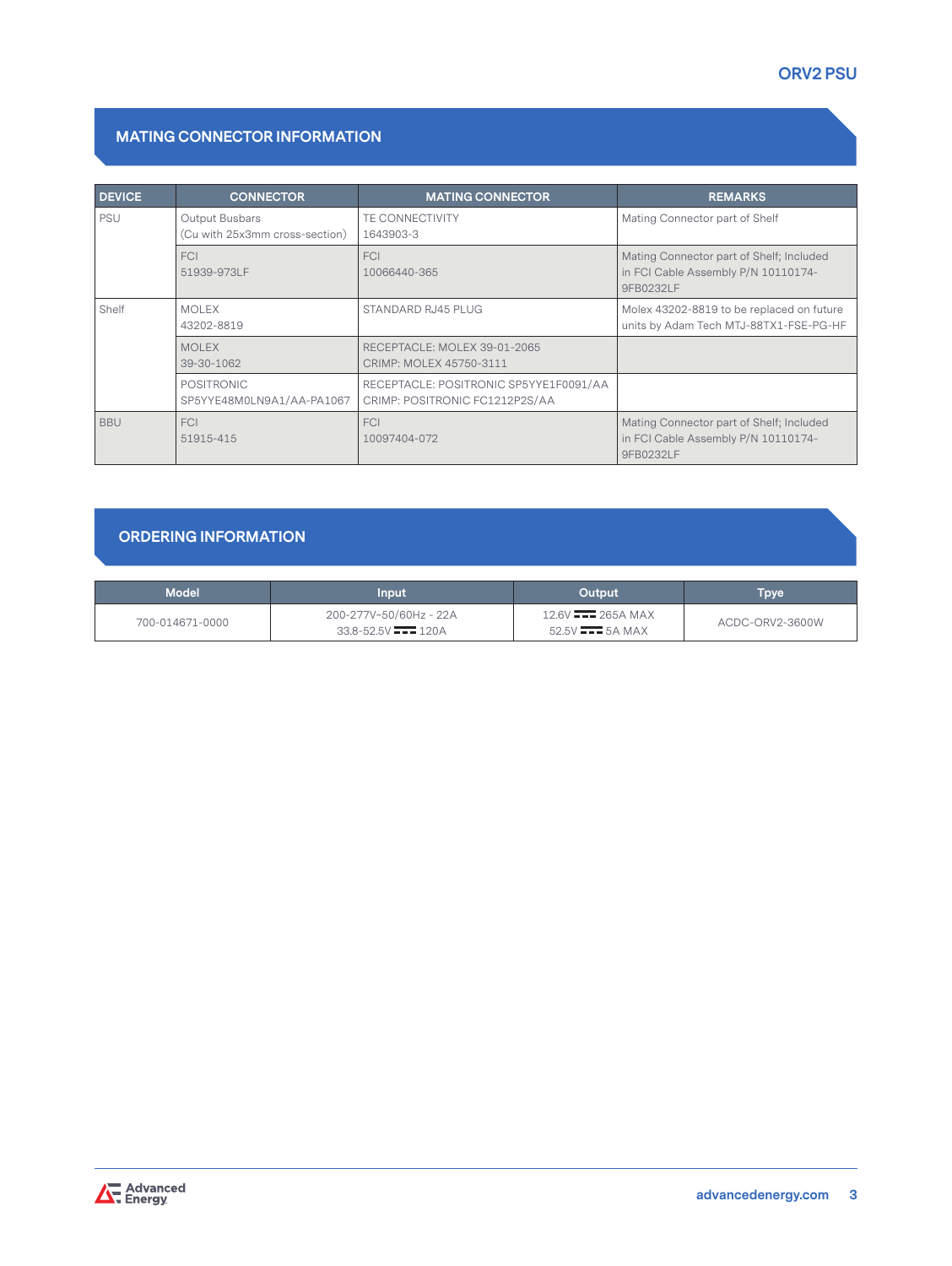## MATING CONNECTOR INFORMATION

| DEVICE | CONNECTOR | MATING CONNECTOR | REMARKS |
|---|---|---|---|
| PSU | Output Busbars (Cu with 25x3mm cross-section) | TE CONNECTIVITY 1643903-3 | Mating Connector part of Shelf |
| | FCI 51939-973LF | FCI 10066440-365 | Mating Connector part of Shelf; Included in FCI Cable Assembly P/N 10110174-9FB0232LF |
| Shelf | MOLEX 43202-8819 | STANDARD RJ45 PLUG | Molex 43202-8819 to be replaced on future units by Adam Tech MTJ-88TX1-FSE-PG-HF |
| | MOLEX 39-30-1062 | RECEPTACLE: MOLEX 39-01-2065 CRIMP: MOLEX 45750-3111 | |
| | POSITRONIC SP5YYE48M0LN9A1/AA-PA1067 | RECEPTACLE: POSITRONIC SP5YYE1F0091/AA CRIMP: POSITRONIC FC1212P2S/AA | |
| BBU | FCI 51915-415 | FCI 10097404-072 | Mating Connector part of Shelf; Included in FCI Cable Assembly P/N 10110174-9FB0232LF |

## ORDERING INFORMATION

| Model | Input | Output | Tpye |
|---|---|---|---|
| 700-014671-0000 | 200-277V~50/60Hz - 22A<br>33.8-52.5V ⎓ 120A | 12.6V ⎓ 265A MAX<br>52.5V ⎓ 5A MAX | ACDC-ORV2-3600W |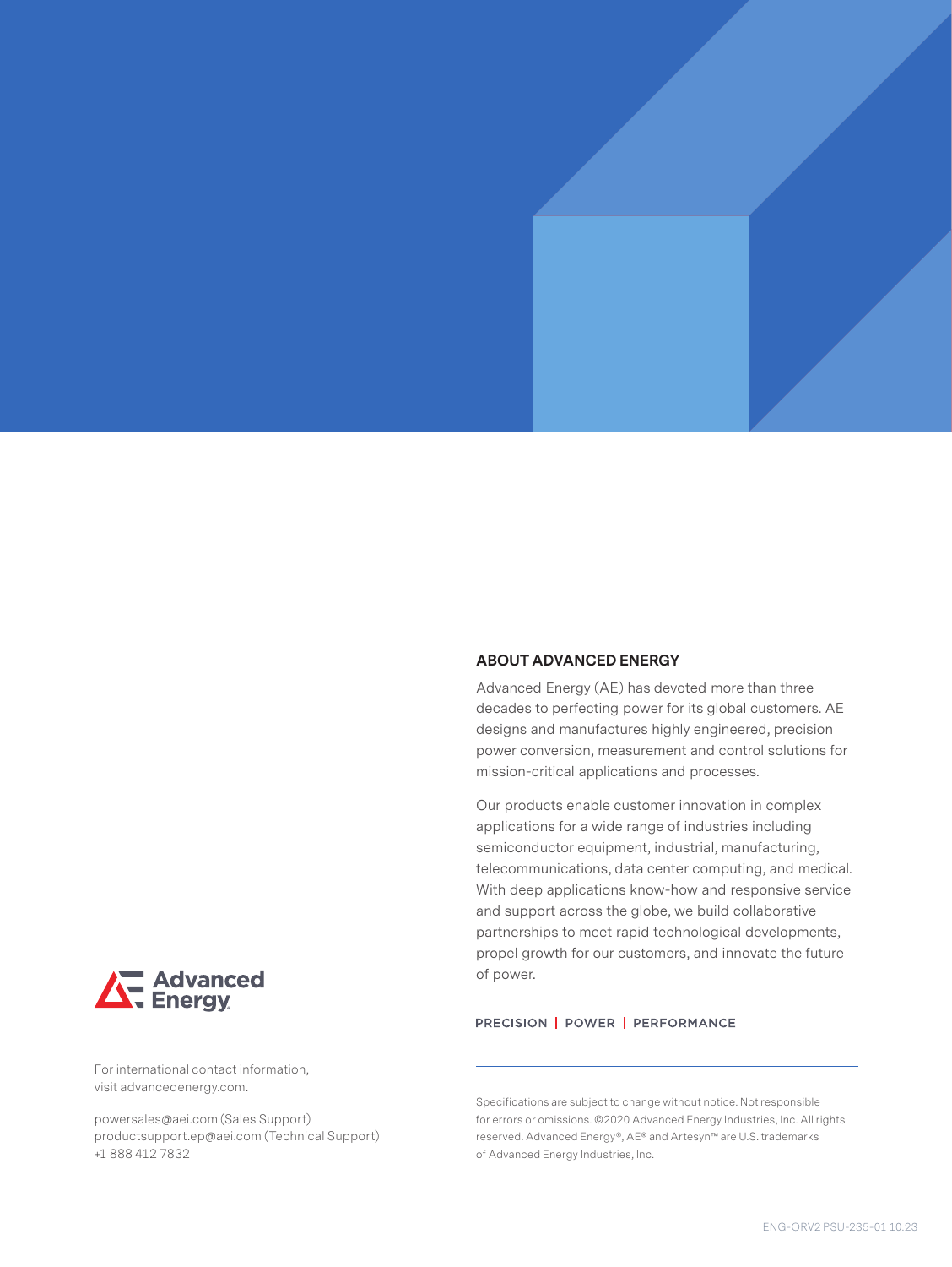## ABOUT ADVANCED ENERGY

Advanced Energy (AE) has devoted more than three decades to perfecting power for its global customers. AE designs and manufactures highly engineered, precision power conversion, measurement and control solutions for mission-critical applications and processes.

Our products enable customer innovation in complex applications for a wide range of industries including semiconductor equipment, industrial, manufacturing, telecommunications, data center computing, and medical. With deep applications know-how and responsive service and support across the globe, we build collaborative partnerships to meet rapid technological developments, propel growth for our customers, and innovate the future of power.

PRECISION | POWER | PERFORMANCE

Advanced Energy

For international contact information, visit advancedenergy.com.

powersales@aei.com (Sales Support)
productsupport.ep@aei.com (Technical Support)
+1 888 412 7832

Specifications are subject to change without notice. Not responsible for errors or omissions. ©2020 Advanced Energy Industries, Inc. All rights reserved. Advanced Energy®, AE® and Artesyn™ are U.S. trademarks of Advanced Energy Industries, Inc.

ENG-ORV2 PSU-235-01 10.23